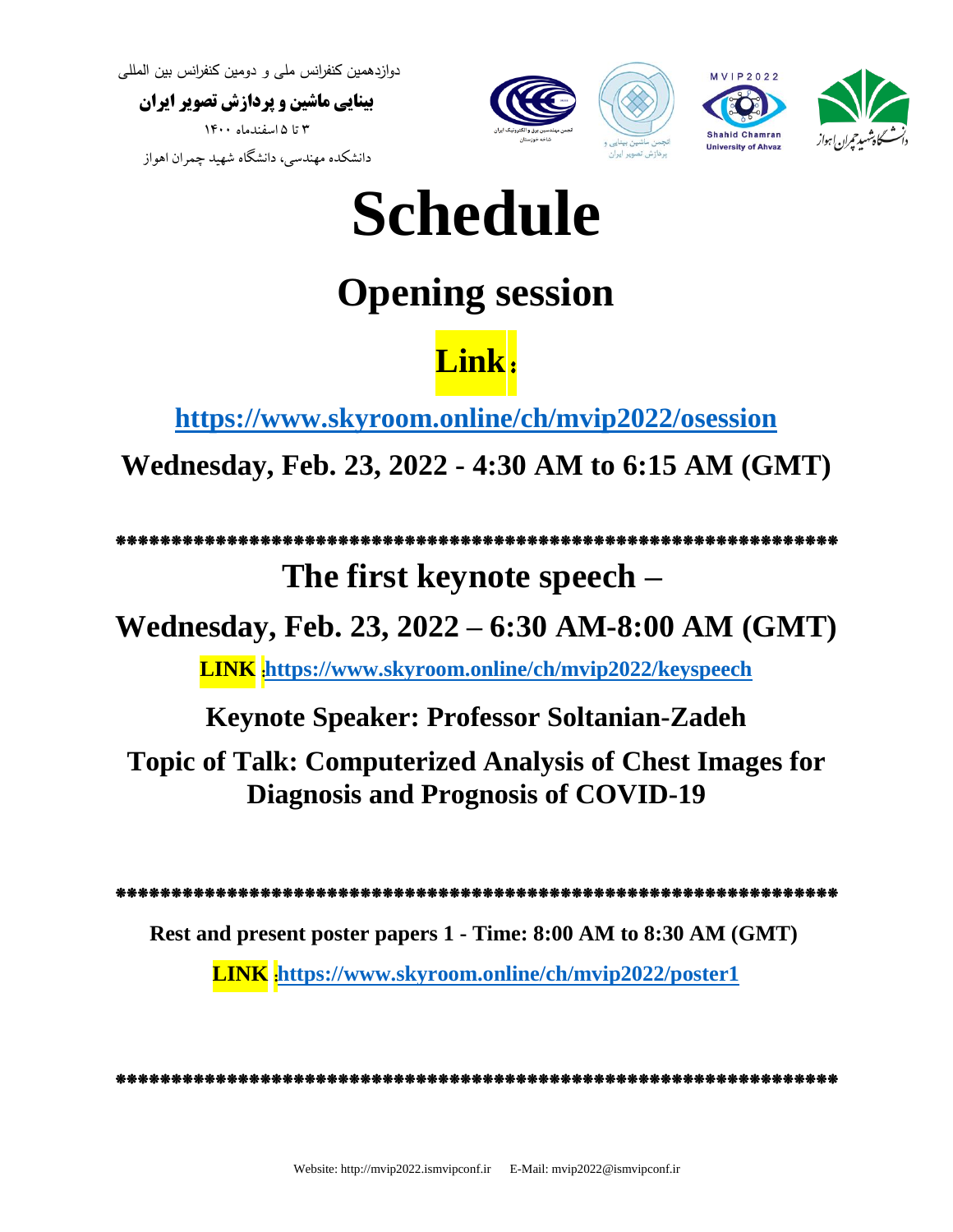دوازدهمین کنفرانس ملی و دومین کنفرانس بین المللی

**بینایی ماشین و پردازش تصویر ایران**

۳ تا ۵ اسفندماه ۱۴۰۰

دانشکده مهندسی، دانشگاه شهید چمران اهواز

# Schedule

## Opening session

## Link:

**https://www.skyroom.online/ch/mvip2022/osession**

**Wednesday, Feb. 23, 2022 - 4:30 AM to 6:15 AM (GMT)**

******************************************************************

## The first keynote speech –

## Wednesday, Feb. 23, 2022 – 6:30 AM-8:00 AM (GMT)

**LINK: https://www.skyroom.online/ch/mvip2022/keyspeech**

**Keynote Speaker: Professor Soltanian-Zadeh**

**Topic of Talk: Computerized Analysis of Chest Images for Diagnosis and Prognosis of COVID-19**

******************************************************************

**Rest and present poster papers 1 - Time: 8:00 AM to 8:30 AM (GMT)**

**LINK: https://www.skyroom.online/ch/mvip2022/poster1**

******************************************************************

Website: http://mvip2022.ismvipconf.ir E-Mail: mvip2022@ismvipconf.ir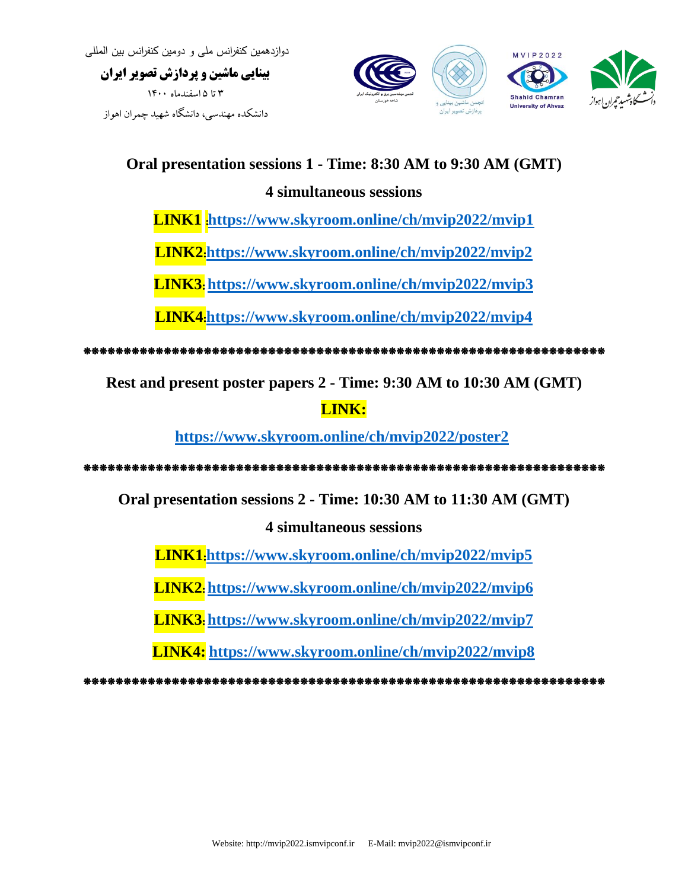## Oral presentation sessions 1 - Time: 8:30 AM to 9:30 AM (GMT)

**4 simultaneous sessions**

**LINK1** :**https://www.skyroom.online/ch/mvip2022/mvip1**

**LINK2**:**https://www.skyroom.online/ch/mvip2022/mvip2**

**LINK3**: **https://www.skyroom.online/ch/mvip2022/mvip3**

**LINK4**:**https://www.skyroom.online/ch/mvip2022/mvip4**

****************************************************************************

## Rest and present poster papers 2 - Time: 9:30 AM to 10:30 AM (GMT)

**LINK:**

**https://www.skyroom.online/ch/mvip2022/poster2**

****************************************************************************

## Oral presentation sessions 2 - Time: 10:30 AM to 11:30 AM (GMT)

**4 simultaneous sessions**

**LINK1**:**https://www.skyroom.online/ch/mvip2022/mvip5**

**LINK2**: **https://www.skyroom.online/ch/mvip2022/mvip6**

**LINK3**: **https://www.skyroom.online/ch/mvip2022/mvip7**

**LINK4:** **https://www.skyroom.online/ch/mvip2022/mvip8**

****************************************************************************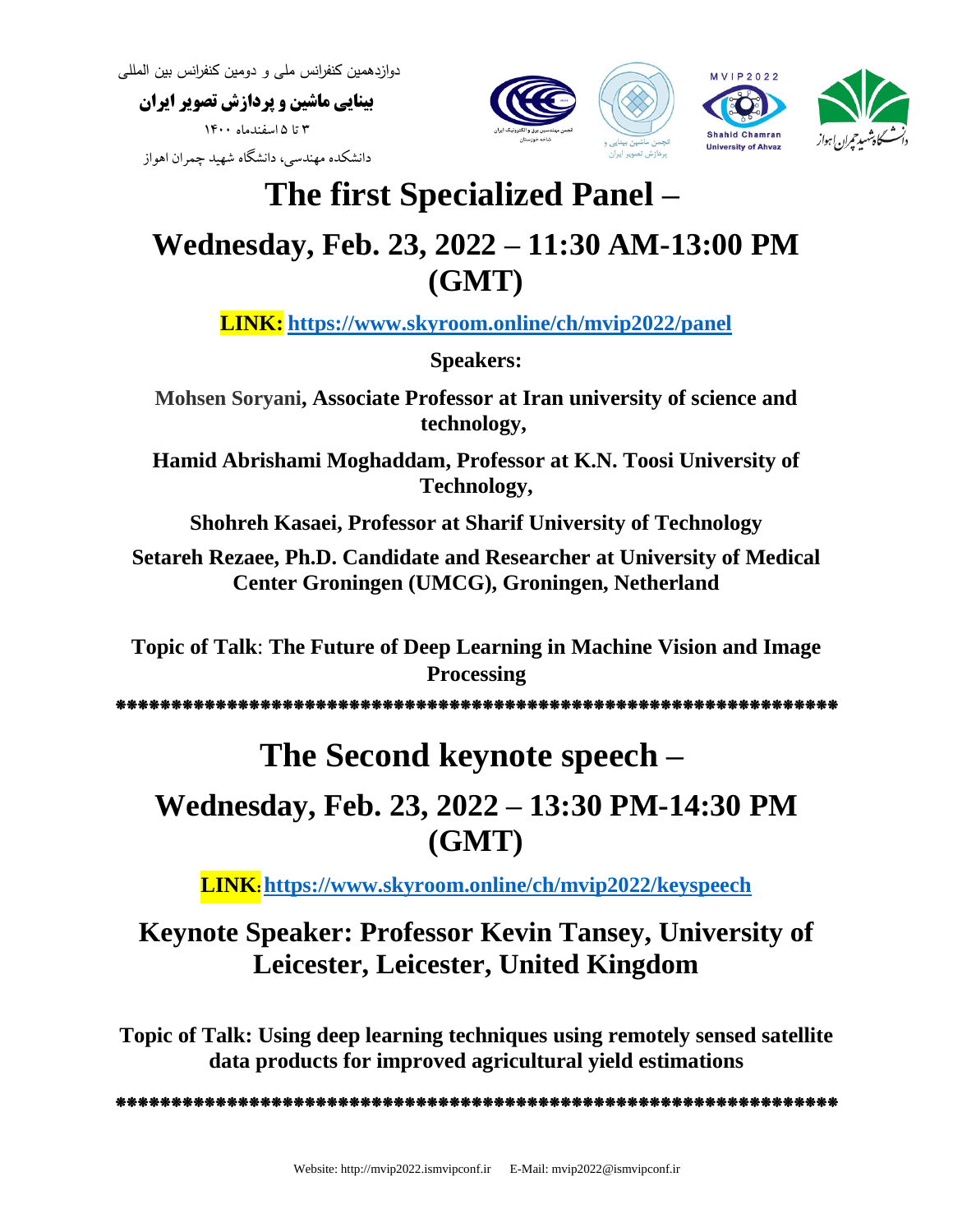# The first Specialized Panel – Wednesday, Feb. 23, 2022 – 11:30 AM-13:00 PM (GMT)

**LINK: https://www.skyroom.online/ch/mvip2022/panel**

**Speakers:**

**Mohsen Soryani, Associate Professor at Iran university of science and technology,**

**Hamid Abrishami Moghaddam, Professor at K.N. Toosi University of Technology,**

**Shohreh Kasaei, Professor at Sharif University of Technology**

**Setareh Rezaee, Ph.D. Candidate and Researcher at University of Medical Center Groningen (UMCG), Groningen, Netherland**

**Topic of Talk: The Future of Deep Learning in Machine Vision and Image Processing**

**************************************************************

# The Second keynote speech – Wednesday, Feb. 23, 2022 – 13:30 PM-14:30 PM (GMT)

**LINK: https://www.skyroom.online/ch/mvip2022/keyspeech**

## Keynote Speaker: Professor Kevin Tansey, University of Leicester, Leicester, United Kingdom

**Topic of Talk: Using deep learning techniques using remotely sensed satellite data products for improved agricultural yield estimations**

**************************************************************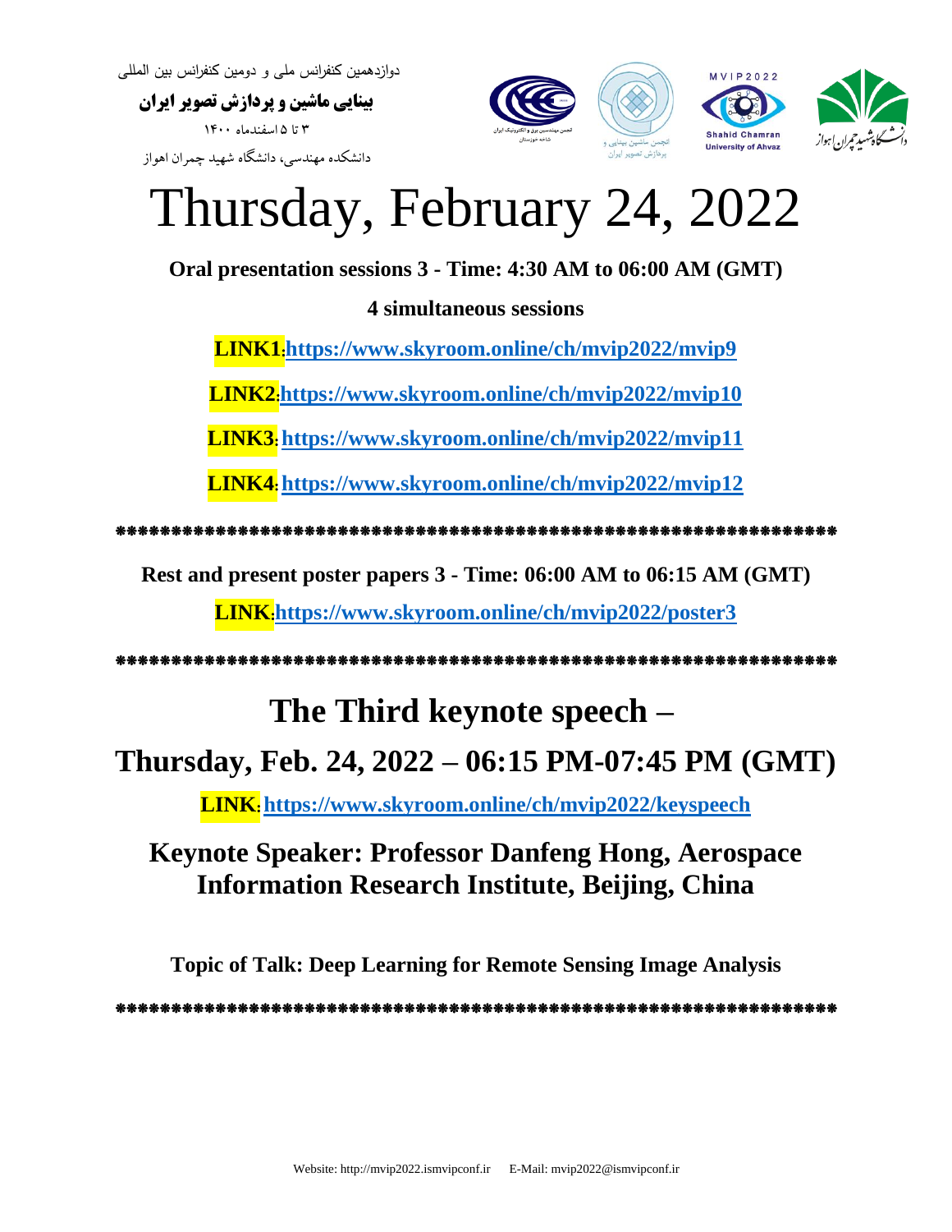# Thursday, February 24, 2022

**Oral presentation sessions 3 - Time: 4:30 AM to 06:00 AM (GMT)**

**4 simultaneous sessions**

**LINK1:https://www.skyroom.online/ch/mvip2022/mvip9**

**LINK2:https://www.skyroom.online/ch/mvip2022/mvip10**

**LINK3: https://www.skyroom.online/ch/mvip2022/mvip11**

**LINK4: https://www.skyroom.online/ch/mvip2022/mvip12**

**********************************************************************

**Rest and present poster papers 3 - Time: 06:00 AM to 06:15 AM (GMT)**

**LINK:https://www.skyroom.online/ch/mvip2022/poster3**

**********************************************************************

## The Third keynote speech –

## Thursday, Feb. 24, 2022 – 06:15 PM-07:45 PM (GMT)

**LINK: https://www.skyroom.online/ch/mvip2022/keyspeech**

### Keynote Speaker: Professor Danfeng Hong, Aerospace Information Research Institute, Beijing, China

**Topic of Talk: Deep Learning for Remote Sensing Image Analysis**

**********************************************************************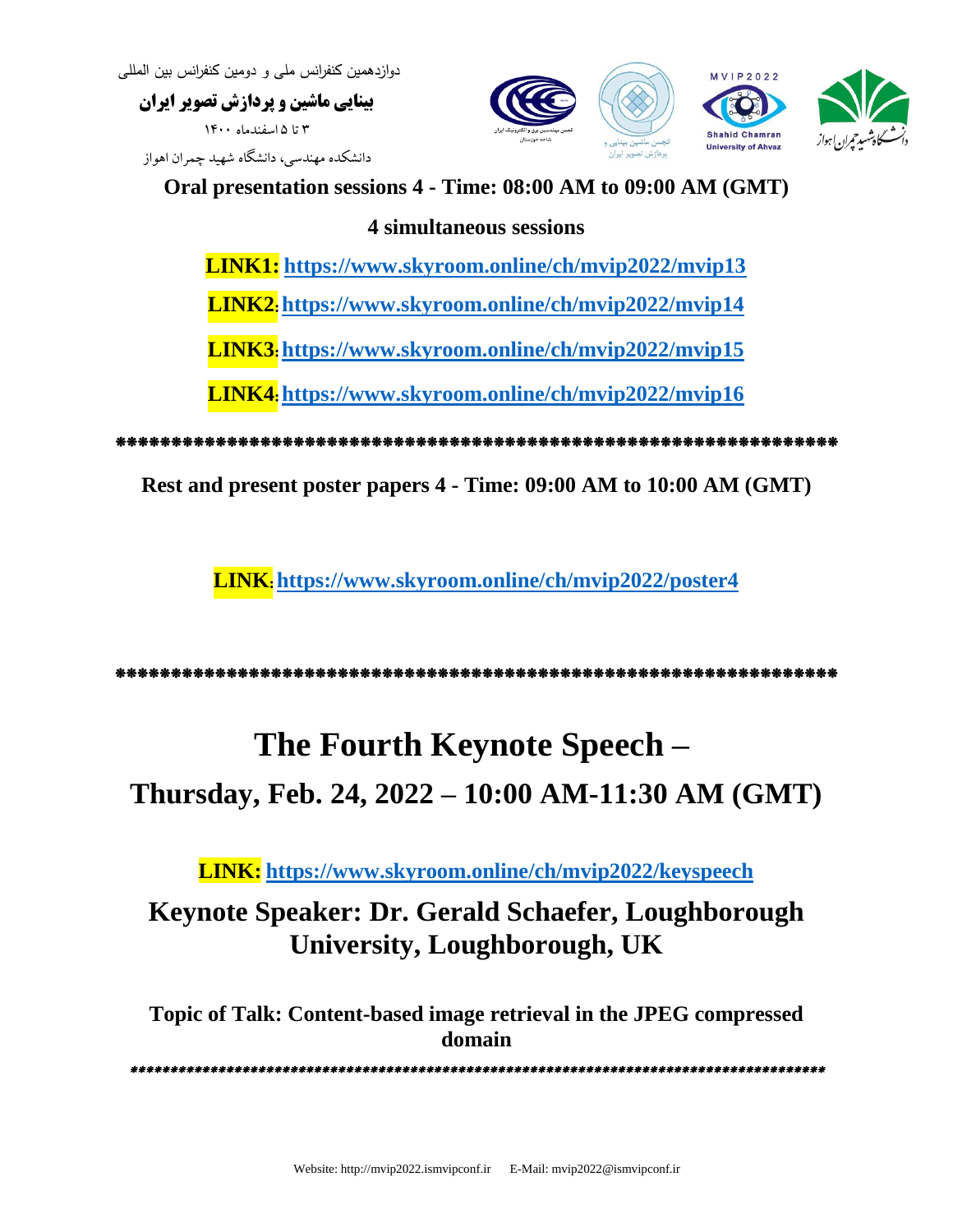**Oral presentation sessions 4 - Time: 08:00 AM to 09:00 AM (GMT)**

**4 simultaneous sessions**

**LINK1: https://www.skyroom.online/ch/mvip2022/mvip13**

**LINK2: https://www.skyroom.online/ch/mvip2022/mvip14**

**LINK3: https://www.skyroom.online/ch/mvip2022/mvip15**

**LINK4: https://www.skyroom.online/ch/mvip2022/mvip16**

\*\*\*\*\*\*\*\*\*\*\*\*\*\*\*\*\*\*\*\*\*\*\*\*\*\*\*\*\*\*\*\*\*\*\*\*\*\*\*\*\*\*\*\*\*\*\*\*\*\*\*\*\*\*\*\*\*\*\*\*\*\*\*\*\*\*\*\*

**Rest and present poster papers 4 - Time: 09:00 AM to 10:00 AM (GMT)**

**LINK: https://www.skyroom.online/ch/mvip2022/poster4**

\*\*\*\*\*\*\*\*\*\*\*\*\*\*\*\*\*\*\*\*\*\*\*\*\*\*\*\*\*\*\*\*\*\*\*\*\*\*\*\*\*\*\*\*\*\*\*\*\*\*\*\*\*\*\*\*\*\*\*\*\*\*\*\*\*\*\*\*

# The Fourth Keynote Speech – Thursday, Feb. 24, 2022 – 10:00 AM-11:30 AM (GMT)

**LINK: https://www.skyroom.online/ch/mvip2022/keyspeech**

## Keynote Speaker: Dr. Gerald Schaefer, Loughborough University, Loughborough, UK

**Topic of Talk: Content-based image retrieval in the JPEG compressed domain**

\*\*\*\*\*\*\*\*\*\*\*\*\*\*\*\*\*\*\*\*\*\*\*\*\*\*\*\*\*\*\*\*\*\*\*\*\*\*\*\*\*\*\*\*\*\*\*\*\*\*\*\*\*\*\*\*\*\*\*\*\*\*\*\*\*\*\*\*\*\*\*\*\*\*\*\*\*\*\*\*\*\*\*\*\*\*\*\*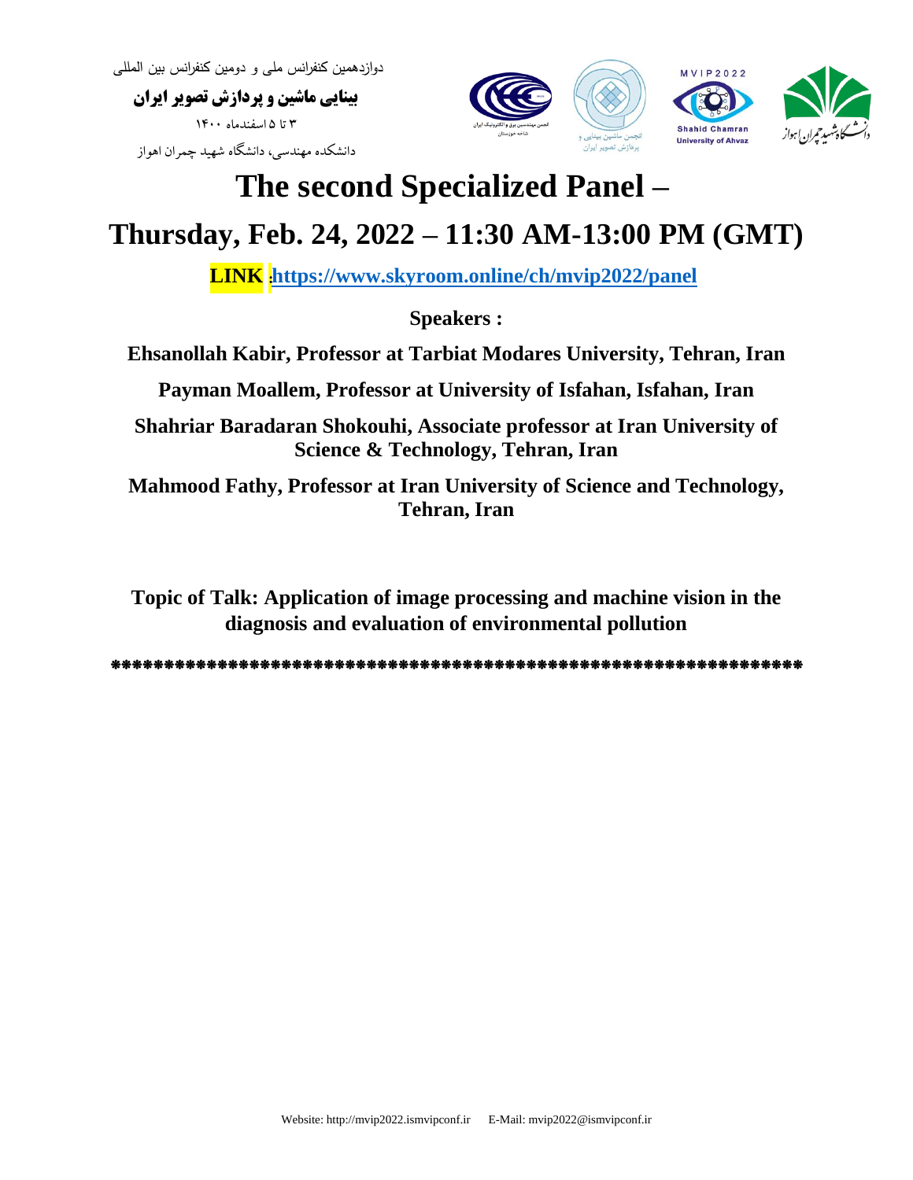دوازدهمین کنفرانس ملی و دومین کنفرانس بین المللی

**بینایی ماشین و پردازش تصویر ایران**

۳ تا ۵ اسفندماه ۱۴۰۰

دانشکده مهندسی، دانشگاه شهید چمران اهواز

# The second Specialized Panel –

# Thursday, Feb. 24, 2022 – 11:30 AM-13:00 PM (GMT)

**LINK :https://www.skyroom.online/ch/mvip2022/panel**

**Speakers :**

**Ehsanollah Kabir, Professor at Tarbiat Modares University, Tehran, Iran**

**Payman Moallem, Professor at University of Isfahan, Isfahan, Iran**

**Shahriar Baradaran Shokouhi, Associate professor at Iran University of Science & Technology, Tehran, Iran**

**Mahmood Fathy, Professor at Iran University of Science and Technology, Tehran, Iran**

**Topic of Talk: Application of image processing and machine vision in the diagnosis and evaluation of environmental pollution**

***************************************************************

Website: http://mvip2022.ismvipconf.ir E-Mail: mvip2022@ismvipconf.ir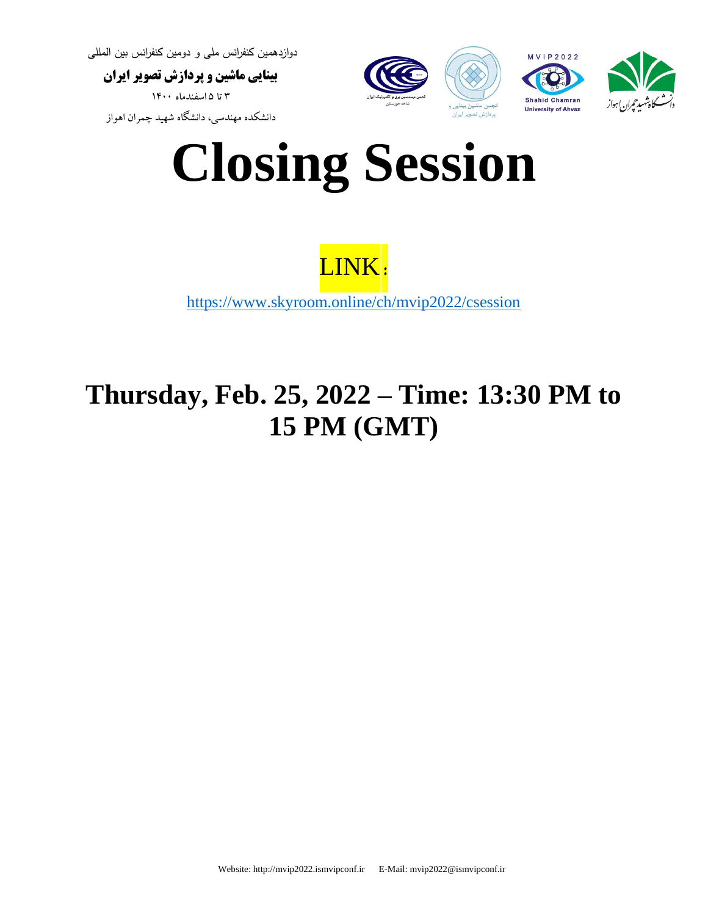دوازدهمین کنفرانس ملی و دومین کنفرانس بین المللی

**بینایی ماشین و پردازش تصویر ایران**

۳ تا ۵ اسفندماه ۱۴۰۰

دانشکده مهندسی، دانشگاه شهید چمران اهواز

# Closing Session

LINK:

https://www.skyroom.online/ch/mvip2022/csession

## Thursday, Feb. 25, 2022 – Time: 13:30 PM to 15 PM (GMT)

Website: http://mvip2022.ismvipconf.ir E-Mail: mvip2022@ismvipconf.ir